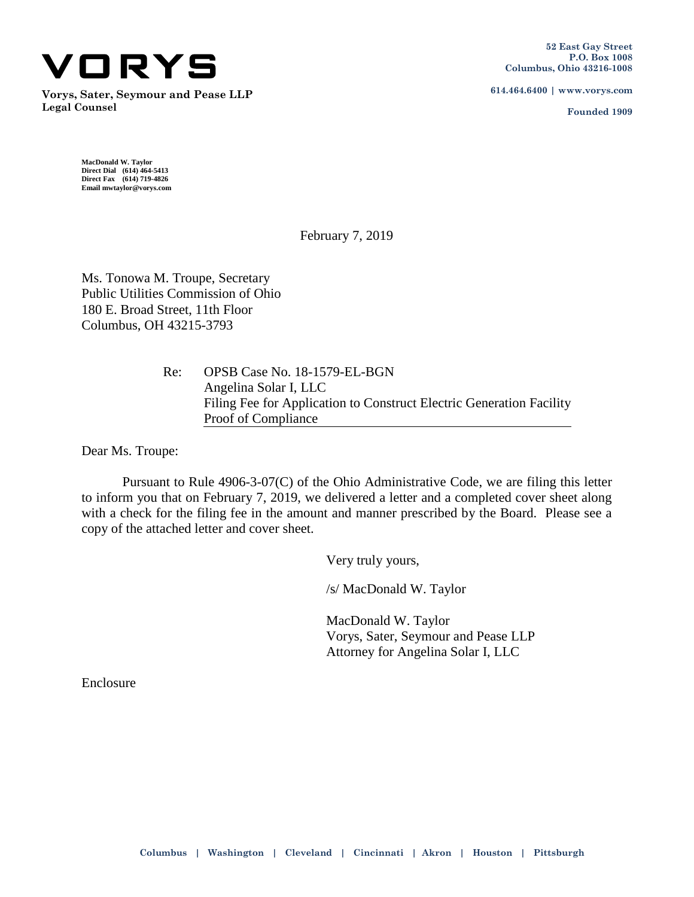# VORYS

**Vorys, Sater, Seymour and Pease LLP**
**Legal Counsel**

**52 East Gay Street**
**P.O. Box 1008**
**Columbus, Ohio 43216-1008**

**614.464.6400 | www.vorys.com**

**Founded 1909**

**MacDonald W. Taylor**
**Direct Dial (614) 464-5413**
**Direct Fax (614) 719-4826**
**Email mwtaylor@vorys.com**

February 7, 2019

Ms. Tonowa M. Troupe, Secretary
Public Utilities Commission of Ohio
180 E. Broad Street, 11th Floor
Columbus, OH 43215-3793

Re: OPSB Case No. 18-1579-EL-BGN
Angelina Solar I, LLC
Filing Fee for Application to Construct Electric Generation Facility
Proof of Compliance

Dear Ms. Troupe:

Pursuant to Rule 4906-3-07(C) of the Ohio Administrative Code, we are filing this letter to inform you that on February 7, 2019, we delivered a letter and a completed cover sheet along with a check for the filing fee in the amount and manner prescribed by the Board. Please see a copy of the attached letter and cover sheet.

Very truly yours,

/s/ MacDonald W. Taylor

MacDonald W. Taylor
Vorys, Sater, Seymour and Pease LLP
Attorney for Angelina Solar I, LLC

Enclosure

**Columbus | Washington | Cleveland | Cincinnati | Akron | Houston | Pittsburgh**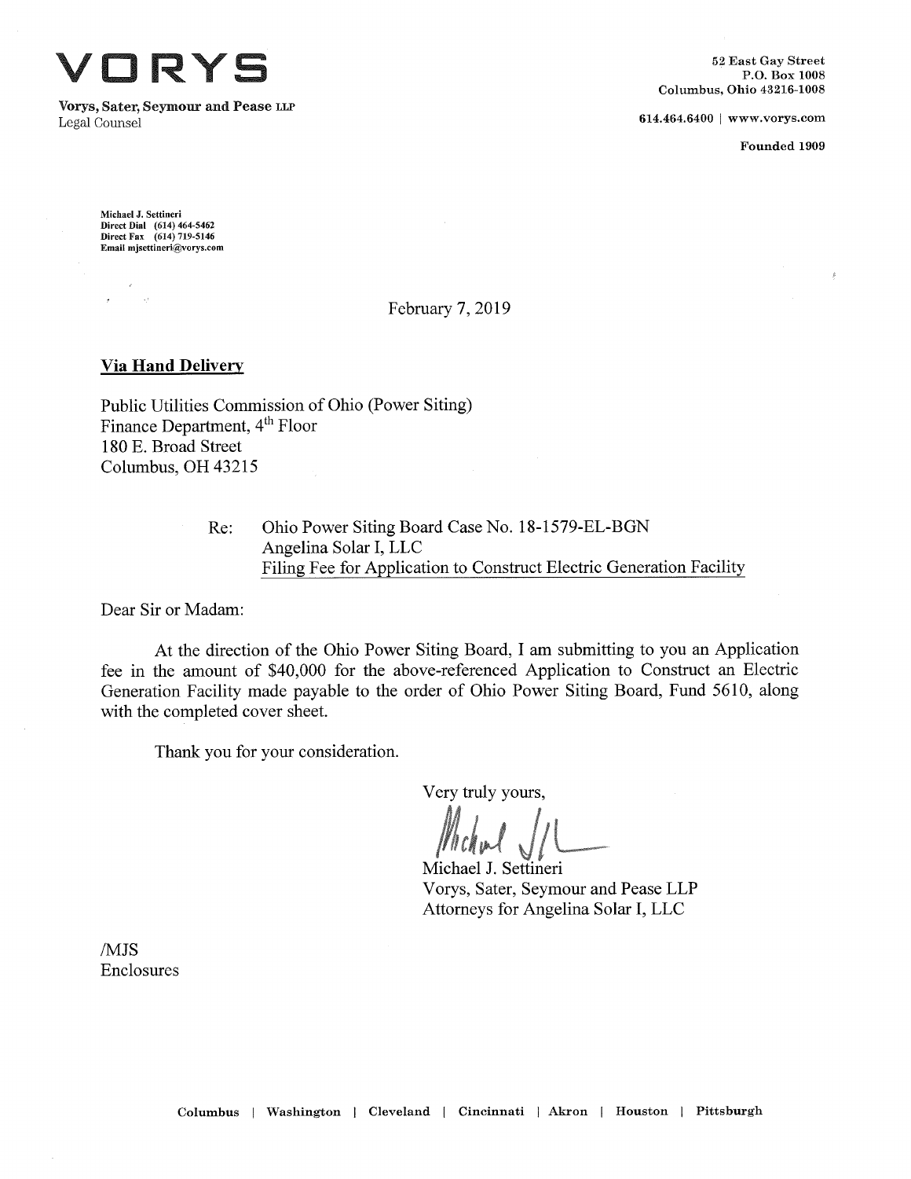**VORYS**

**Vorys, Sater, Seymour and Pease LLP**
Legal Counsel

52 East Gay Street
P.O. Box 1008
Columbus, Ohio 43216-1008

614.464.6400 | www.vorys.com

**Founded 1909**

**Michael J. Settineri**
**Direct Dial (614) 464-5462**
**Direct Fax (614) 719-5146**
**Email mjsettineri@vorys.com**

February 7, 2019

**Via Hand Delivery**

Public Utilities Commission of Ohio (Power Siting)
Finance Department, 4th Floor
180 E. Broad Street
Columbus, OH 43215

Re: Ohio Power Siting Board Case No. 18-1579-EL-BGN
Angelina Solar I, LLC
Filing Fee for Application to Construct Electric Generation Facility

Dear Sir or Madam:

At the direction of the Ohio Power Siting Board, I am submitting to you an Application fee in the amount of $40,000 for the above-referenced Application to Construct an Electric Generation Facility made payable to the order of Ohio Power Siting Board, Fund 5610, along with the completed cover sheet.

Thank you for your consideration.

Very truly yours,

Michael J. Settineri
Vorys, Sater, Seymour and Pease LLP
Attorneys for Angelina Solar I, LLC

/MJS
Enclosures

**Columbus | Washington | Cleveland | Cincinnati | Akron | Houston | Pittsburgh**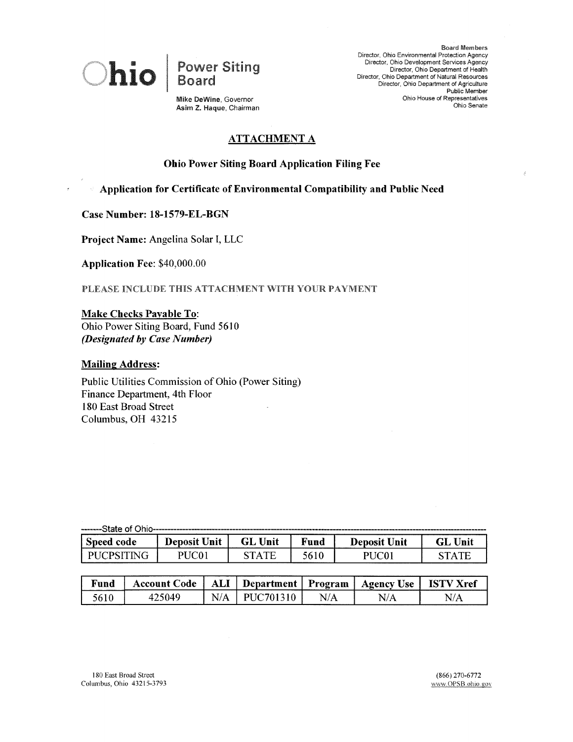**Ohio | Power Siting Board**

Mike DeWine, Governor
Asim Z. Haque, Chairman

Board Members
Director, Ohio Environmental Protection Agency
Director, Ohio Development Services Agency
Director, Ohio Department of Health
Director, Ohio Department of Natural Resources
Director, Ohio Department of Agriculture
Public Member
Ohio House of Representatives
Ohio Senate

## ATTACHMENT A

### Ohio Power Siting Board Application Filing Fee

### Application for Certificate of Environmental Compatibility and Public Need

**Case Number: 18-1579-EL-BGN**

**Project Name:** Angelina Solar I, LLC

**Application Fee**: $40,000.00

PLEASE INCLUDE THIS ATTACHMENT WITH YOUR PAYMENT

**Make Checks Payable To**:
Ohio Power Siting Board, Fund 5610
***(Designated by Case Number)***

**Mailing Address:**

Public Utilities Commission of Ohio (Power Siting)
Finance Department, 4th Floor
180 East Broad Street
Columbus, OH 43215

-------State of Ohio-------

| Speed code | Deposit Unit | GL Unit | Fund | Deposit Unit | GL Unit |
|---|---|---|---|---|---|
| PUCPSITING | PUC01 | STATE | 5610 | PUC01 | STATE |

| Fund | Account Code | ALI | Department | Program | Agency Use | ISTV Xref |
|---|---|---|---|---|---|---|
| 5610 | 425049 | N/A | PUC701310 | N/A | N/A | N/A |

180 East Broad Street
Columbus, Ohio 43215-3793

(866) 270-6772
www.OPSB.ohio.gov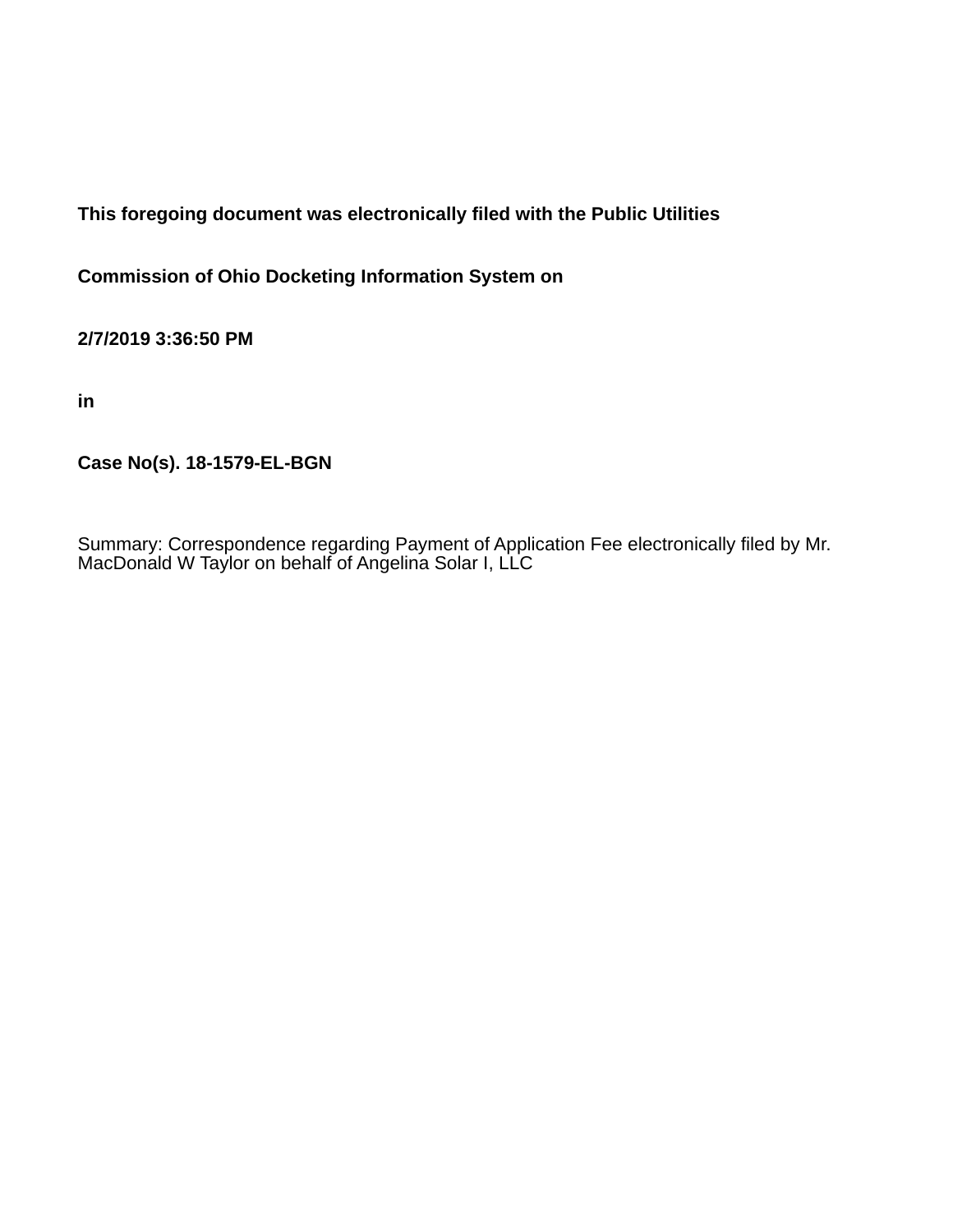**This foregoing document was electronically filed with the Public Utilities**

**Commission of Ohio Docketing Information System on**

**2/7/2019 3:36:50 PM**

**in**

**Case No(s). 18-1579-EL-BGN**

Summary: Correspondence regarding Payment of Application Fee electronically filed by Mr. MacDonald W Taylor on behalf of Angelina Solar I, LLC